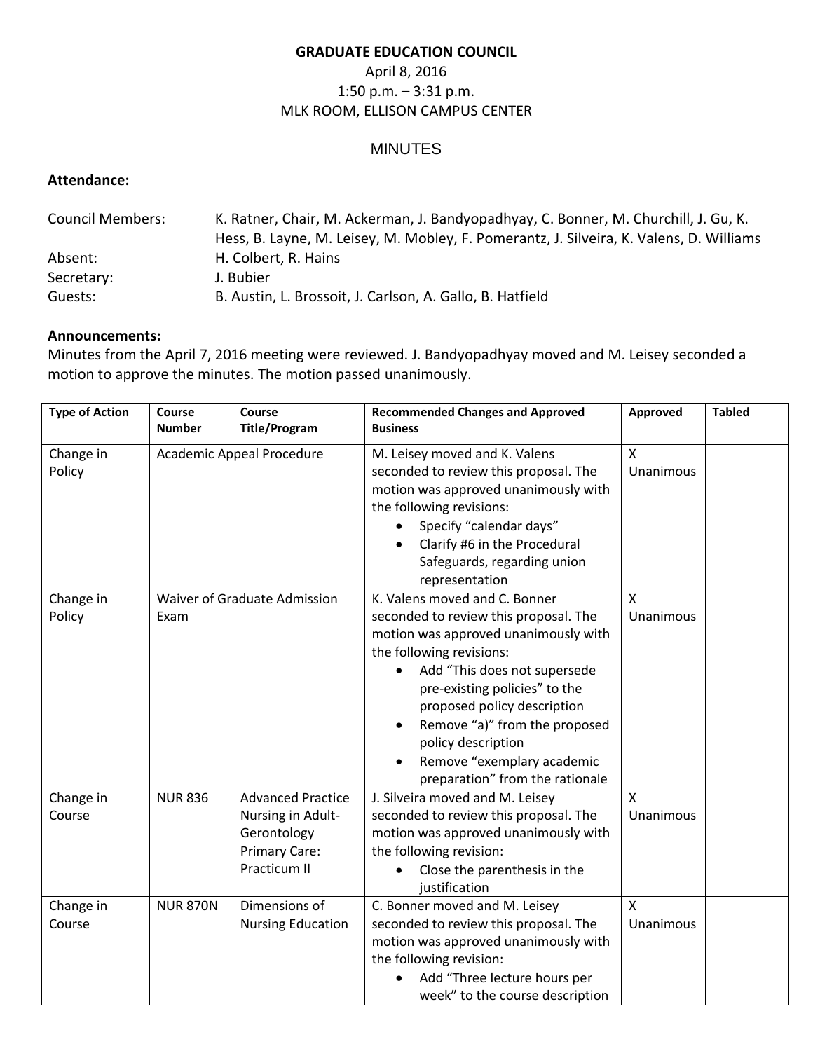**GRADUATE EDUCATION COUNCIL**
April 8, 2016
1:50 p.m. – 3:31 p.m.
MLK ROOM, ELLISON CAMPUS CENTER

MINUTES

**Attendance:**

Council Members: K. Ratner, Chair, M. Ackerman, J. Bandyopadhyay, C. Bonner, M. Churchill, J. Gu, K. Hess, B. Layne, M. Leisey, M. Mobley, F. Pomerantz, J. Silveira, K. Valens, D. Williams
Absent: H. Colbert, R. Hains
Secretary: J. Bubier
Guests: B. Austin, L. Brossoit, J. Carlson, A. Gallo, B. Hatfield

**Announcements:**
Minutes from the April 7, 2016 meeting were reviewed. J. Bandyopadhyay moved and M. Leisey seconded a motion to approve the minutes. The motion passed unanimously.

| Type of Action | Course Number | Course Title/Program | Recommended Changes and Approved Business | Approved | Tabled |
|---|---|---|---|---|---|
| Change in Policy | Academic Appeal Procedure | | M. Leisey moved and K. Valens seconded to review this proposal. The motion was approved unanimously with the following revisions:<br>• Specify "calendar days"<br>• Clarify #6 in the Procedural Safeguards, regarding union representation | X Unanimous | |
| Change in Policy | Waiver of Graduate Admission Exam | | K. Valens moved and C. Bonner seconded to review this proposal. The motion was approved unanimously with the following revisions:<br>• Add "This does not supersede pre-existing policies" to the proposed policy description<br>• Remove "a)" from the proposed policy description<br>• Remove "exemplary academic preparation" from the rationale | X Unanimous | |
| Change in Course | NUR 836 | Advanced Practice Nursing in Adult-Gerontology Primary Care: Practicum II | J. Silveira moved and M. Leisey seconded to review this proposal. The motion was approved unanimously with the following revision:<br>• Close the parenthesis in the justification | X Unanimous | |
| Change in Course | NUR 870N | Dimensions of Nursing Education | C. Bonner moved and M. Leisey seconded to review this proposal. The motion was approved unanimously with the following revision:<br>• Add "Three lecture hours per week" to the course description | X Unanimous | |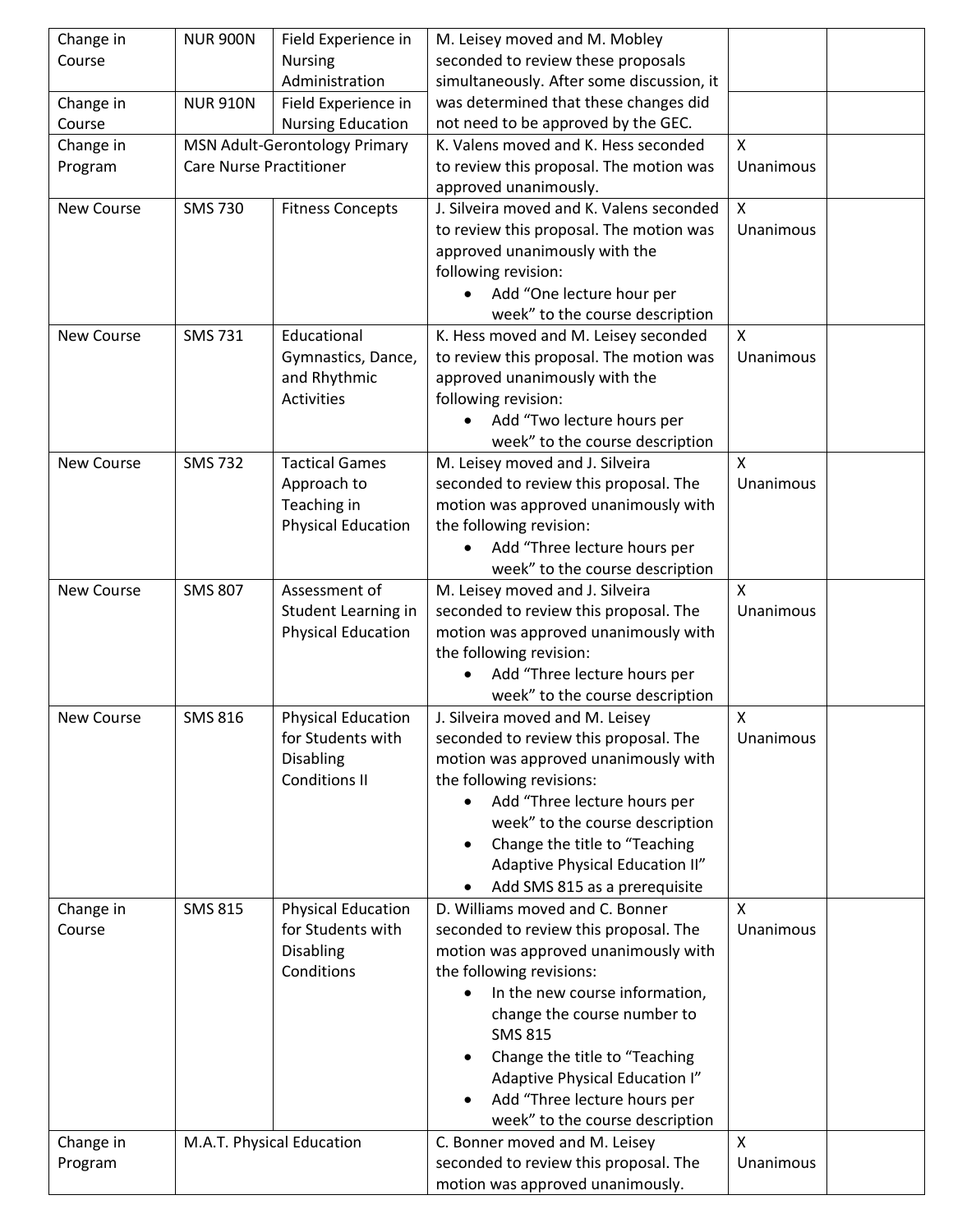| | | | | | |
|---|---|---|---|---|---|
| Change in Course | NUR 900N | Field Experience in Nursing Administration | M. Leisey moved and M. Mobley seconded to review these proposals simultaneously. After some discussion, it was determined that these changes did not need to be approved by the GEC. | | |
| Change in Course | NUR 910N | Field Experience in Nursing Education | | | |
| Change in Program | MSN Adult-Gerontology Primary Care Nurse Practitioner | | K. Valens moved and K. Hess seconded to review this proposal. The motion was approved unanimously. | X Unanimous | |
| New Course | SMS 730 | Fitness Concepts | J. Silveira moved and K. Valens seconded to review this proposal. The motion was approved unanimously with the following revision: <ul><li>Add "One lecture hour per week" to the course description</li></ul> | X Unanimous | |
| New Course | SMS 731 | Educational Gymnastics, Dance, and Rhythmic Activities | K. Hess moved and M. Leisey seconded to review this proposal. The motion was approved unanimously with the following revision: <ul><li>Add "Two lecture hours per week" to the course description</li></ul> | X Unanimous | |
| New Course | SMS 732 | Tactical Games Approach to Teaching in Physical Education | M. Leisey moved and J. Silveira seconded to review this proposal. The motion was approved unanimously with the following revision: <ul><li>Add "Three lecture hours per week" to the course description</li></ul> | X Unanimous | |
| New Course | SMS 807 | Assessment of Student Learning in Physical Education | M. Leisey moved and J. Silveira seconded to review this proposal. The motion was approved unanimously with the following revision: <ul><li>Add "Three lecture hours per week" to the course description</li></ul> | X Unanimous | |
| New Course | SMS 816 | Physical Education for Students with Disabling Conditions II | J. Silveira moved and M. Leisey seconded to review this proposal. The motion was approved unanimously with the following revisions: <ul><li>Add "Three lecture hours per week" to the course description</li><li>Change the title to "Teaching Adaptive Physical Education II"</li><li>Add SMS 815 as a prerequisite</li></ul> | X Unanimous | |
| Change in Course | SMS 815 | Physical Education for Students with Disabling Conditions | D. Williams moved and C. Bonner seconded to review this proposal. The motion was approved unanimously with the following revisions: <ul><li>In the new course information, change the course number to SMS 815</li><li>Change the title to "Teaching Adaptive Physical Education I"</li><li>Add "Three lecture hours per week" to the course description</li></ul> | X Unanimous | |
| Change in Program | M.A.T. Physical Education | | C. Bonner moved and M. Leisey seconded to review this proposal. The motion was approved unanimously. | X Unanimous | |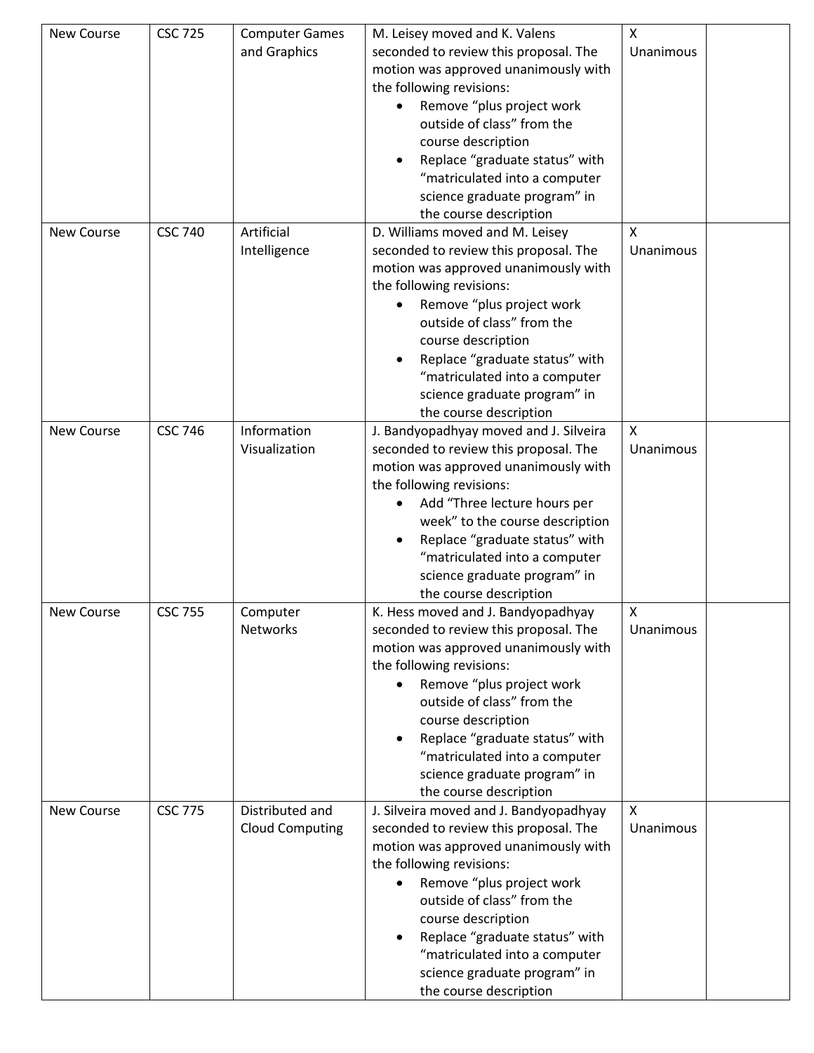| New Course | CSC 725 | Computer Games and Graphics | M. Leisey moved and K. Valens seconded to review this proposal. The motion was approved unanimously with the following revisions:<br>• Remove "plus project work outside of class" from the course description<br>• Replace "graduate status" with "matriculated into a computer science graduate program" in the course description | X Unanimous | |
|---|---|---|---|---|---|
| New Course | CSC 740 | Artificial Intelligence | D. Williams moved and M. Leisey seconded to review this proposal. The motion was approved unanimously with the following revisions:<br>• Remove "plus project work outside of class" from the course description<br>• Replace "graduate status" with "matriculated into a computer science graduate program" in the course description | X Unanimous | |
| New Course | CSC 746 | Information Visualization | J. Bandyopadhyay moved and J. Silveira seconded to review this proposal. The motion was approved unanimously with the following revisions:<br>• Add "Three lecture hours per week" to the course description<br>• Replace "graduate status" with "matriculated into a computer science graduate program" in the course description | X Unanimous | |
| New Course | CSC 755 | Computer Networks | K. Hess moved and J. Bandyopadhyay seconded to review this proposal. The motion was approved unanimously with the following revisions:<br>• Remove "plus project work outside of class" from the course description<br>• Replace "graduate status" with "matriculated into a computer science graduate program" in the course description | X Unanimous | |
| New Course | CSC 775 | Distributed and Cloud Computing | J. Silveira moved and J. Bandyopadhyay seconded to review this proposal. The motion was approved unanimously with the following revisions:<br>• Remove "plus project work outside of class" from the course description<br>• Replace "graduate status" with "matriculated into a computer science graduate program" in the course description | X Unanimous | |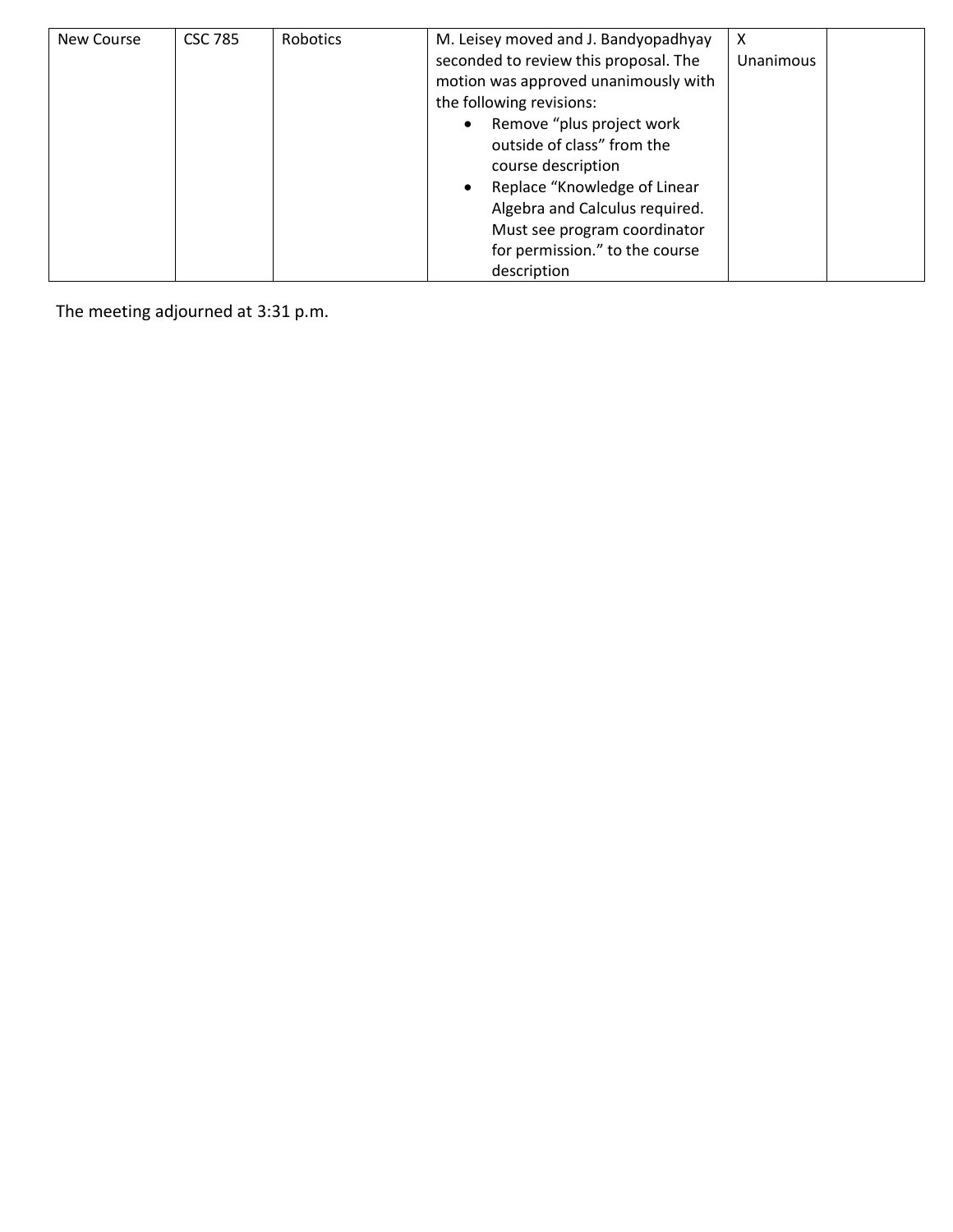| | | | | | |
|---|---|---|---|---|---|
| New Course | CSC 785 | Robotics | M. Leisey moved and J. Bandyopadhyay seconded to review this proposal. The motion was approved unanimously with the following revisions:<br>• Remove "plus project work outside of class" from the course description<br>• Replace "Knowledge of Linear Algebra and Calculus required. Must see program coordinator for permission." to the course description | X Unanimous | |

The meeting adjourned at 3:31 p.m.